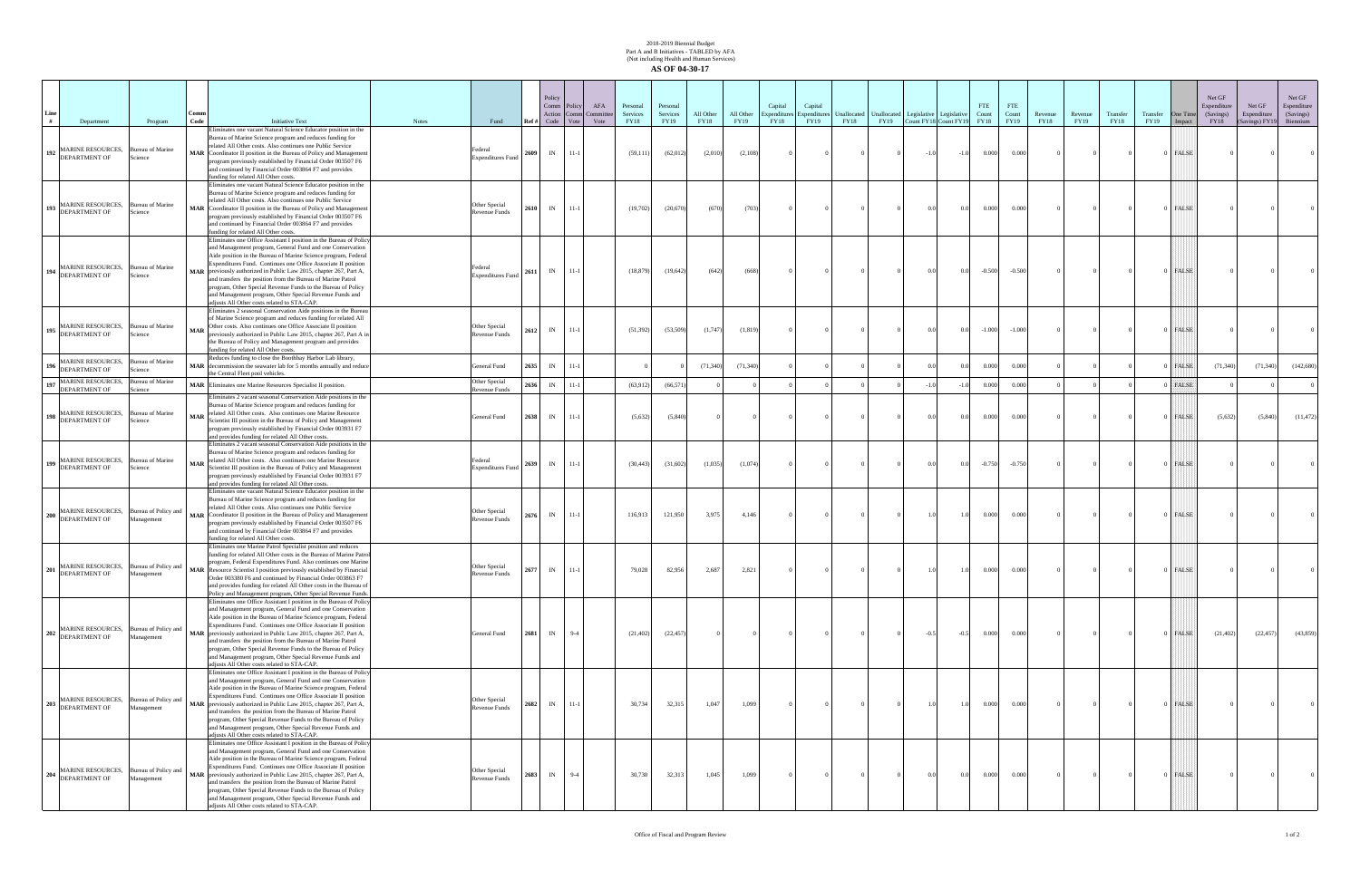2018-2019 Biennial Budget
Part A and B Initiatives - TABLED by AFA
(Not including Health and Human Services)

**AS OF 04-30-17**

| Line # | Department | Program | Comm Code | Initiative Text | Notes | Fund | Ref # | Policy Comm Action Code | Policy Comm Vote | AFA Committee Vote | Personal Services FY18 | Personal Services FY19 | All Other FY18 | All Other FY19 | Capital Expenditures FY18 | Capital Expenditures FY19 | Unallocated FY18 | Unallocated FY19 | Legislative Count FY18 | Legislative Count FY19 | FTE Count FY18 | FTE Count FY19 | Revenue FY18 | Revenue FY19 | Transfer FY18 | Transfer FY19 | One Time Impact | Net GF Expenditure (Savings) FY18 | Net GF Expenditure (Savings) FY19 | Net GF Expenditure (Savings) Biennium |
|---|---|---|---|---|---|---|---|---|---|---|---|---|---|---|---|---|---|---|---|---|---|---|---|---|---|---|---|---|---|---|
| 192 | MARINE RESOURCES, DEPARTMENT OF | Bureau of Marine Science | MAR | Eliminates one vacant Natural Science Educator position in the Bureau of Marine Science program and reduces funding for related All Other costs. Also continues one Public Service Coordinator II position in the Bureau of Policy and Management program previously established by Financial Order 003507 F6 and continued by Financial Order 003864 F7 and provides funding for related All Other costs. | | Federal Expenditures Fund | 2609 | IN | 11-1 | | (59,111) | (62,012) | (2,010) | (2,108) | 0 | 0 | 0 | 0 | -1.0 | -1.0 | 0.000 | 0.000 | 0 | 0 | 0 | 0 | FALSE | 0 | 0 | 0 |
| 193 | MARINE RESOURCES, DEPARTMENT OF | Bureau of Marine Science | MAR | Eliminates one vacant Natural Science Educator position in the Bureau of Marine Science program and reduces funding for related All Other costs. Also continues one Public Service Coordinator II position in the Bureau of Policy and Management program previously established by Financial Order 003507 F6 and continued by Financial Order 003864 F7 and provides funding for related All Other costs. | | Other Special Revenue Funds | 2610 | IN | 11-1 | | (19,702) | (20,670) | (670) | (703) | 0 | 0 | 0 | 0 | 0.0 | 0.0 | 0.000 | 0.000 | 0 | 0 | 0 | 0 | FALSE | 0 | 0 | 0 |
| 194 | MARINE RESOURCES, DEPARTMENT OF | Bureau of Marine Science | MAR | Eliminates one Office Assistant I position in the Bureau of Policy and Management program, General Fund and one Conservation Aide position in the Bureau of Marine Science program, Federal Expenditures Fund. Continues one Office Associate II position previously authorized in Public Law 2015, chapter 267, Part A, and transfers the position from the Bureau of Marine Patrol program, Other Special Revenue Funds to the Bureau of Policy and Management program, Other Special Revenue Funds and adjusts All Other costs related to STA-CAP. | | Federal Expenditures Fund | 2611 | IN | 11-1 | | (18,879) | (19,642) | (642) | (668) | 0 | 0 | 0 | 0 | 0.0 | 0.0 | -0.500 | -0.500 | 0 | 0 | 0 | 0 | FALSE | 0 | 0 | 0 |
| 195 | MARINE RESOURCES, DEPARTMENT OF | Bureau of Marine Science | MAR | Eliminates 2 seasonal Conservation Aide positions in the Bureau of Marine Science program and reduces funding for related All Other costs. Also continues one Office Associate II position previously authorized in Public Law 2015, chapter 267, Part A in the Bureau of Policy and Management program and provides funding for related All Other costs. | | Other Special Revenue Funds | 2612 | IN | 11-1 | | (51,392) | (53,509) | (1,747) | (1,819) | 0 | 0 | 0 | 0 | 0.0 | 0.0 | -1.000 | -1.000 | 0 | 0 | 0 | 0 | FALSE | 0 | 0 | 0 |
| 196 | MARINE RESOURCES, DEPARTMENT OF | Bureau of Marine Science | MAR | Reduces funding to close the Boothbay Harbor Lab library, decommission the seawater lab for 5 months annually and reduce the Central Fleet pool vehicles. | | General Fund | 2635 | IN | 11-1 | | 0 | 0 | (71,340) | (71,340) | 0 | 0 | 0 | 0 | 0.0 | 0.0 | 0.000 | 0.000 | 0 | 0 | 0 | 0 | FALSE | (71,340) | (71,340) | (142,680) |
| 197 | MARINE RESOURCES, DEPARTMENT OF | Bureau of Marine Science | MAR | Eliminates one Marine Resources Specialist II position. | | Other Special Revenue Funds | 2636 | IN | 11-1 | | (63,912) | (66,571) | 0 | 0 | 0 | 0 | 0 | 0 | -1.0 | -1.0 | 0.000 | 0.000 | 0 | 0 | 0 | 0 | FALSE | 0 | 0 | 0 |
| 198 | MARINE RESOURCES, DEPARTMENT OF | Bureau of Marine Science | MAR | Eliminates 2 vacant seasonal Conservation Aide positions in the Bureau of Marine Science program and reduces funding for related All Other costs. Also continues one Marine Resource Scientist III position in the Bureau of Policy and Management program previously established by Financial Order 003931 F7 and provides funding for related All Other costs. | | General Fund | 2638 | IN | 11-1 | | (5,632) | (5,840) | 0 | 0 | 0 | 0 | 0 | 0 | 0.0 | 0.0 | 0.000 | 0.000 | 0 | 0 | 0 | 0 | FALSE | (5,632) | (5,840) | (11,472) |
| 199 | MARINE RESOURCES, DEPARTMENT OF | Bureau of Marine Science | MAR | Eliminates 2 vacant seasonal Conservation Aide positions in the Bureau of Marine Science program and reduces funding for related All Other costs. Also continues one Marine Resource Scientist III position in the Bureau of Policy and Management program previously established by Financial Order 003931 F7 and provides funding for related All Other costs. | | Federal Expenditures Fund | 2639 | IN | 11-1 | | (30,443) | (31,602) | (1,035) | (1,074) | 0 | 0 | 0 | 0 | 0.0 | 0.0 | -0.750 | -0.750 | 0 | 0 | 0 | 0 | FALSE | 0 | 0 | 0 |
| 200 | MARINE RESOURCES, DEPARTMENT OF | Bureau of Policy and Management | MAR | Eliminates one vacant Natural Science Educator position in the Bureau of Marine Science program and reduces funding for related All Other costs. Also continues one Public Service Coordinator II position in the Bureau of Policy and Management program previously established by Financial Order 003507 F6 and continued by Financial Order 003864 F7 and provides funding for related All Other costs. | | Other Special Revenue Funds | 2676 | IN | 11-1 | | 116,913 | 121,950 | 3,975 | 4,146 | 0 | 0 | 0 | 0 | 1.0 | 1.0 | 0.000 | 0.000 | 0 | 0 | 0 | 0 | FALSE | 0 | 0 | 0 |
| 201 | MARINE RESOURCES, DEPARTMENT OF | Bureau of Policy and Management | MAR | Eliminates one Marine Patrol Specialist position and reduces funding for related All Other costs in the Bureau of Marine Patrol program, Federal Expenditures Fund. Also continues one Marine Resource Scientist I position previously established by Financial Order 003380 F6 and continued by Financial Order 003863 F7 and provides funding for related All Other costs in the Bureau of Policy and Management program, Other Special Revenue Funds. | | Other Special Revenue Funds | 2677 | IN | 11-1 | | 79,028 | 82,956 | 2,687 | 2,821 | 0 | 0 | 0 | 0 | 1.0 | 1.0 | 0.000 | 0.000 | 0 | 0 | 0 | 0 | FALSE | 0 | 0 | 0 |
| 202 | MARINE RESOURCES, DEPARTMENT OF | Bureau of Policy and Management | MAR | Eliminates one Office Assistant I position in the Bureau of Policy and Management program, General Fund and one Conservation Aide position in the Bureau of Marine Science program, Federal Expenditures Fund. Continues one Office Associate II position previously authorized in Public Law 2015, chapter 267, Part A, and transfers the position from the Bureau of Marine Patrol program, Other Special Revenue Funds to the Bureau of Policy and Management program, Other Special Revenue Funds and adjusts All Other costs related to STA-CAP. | | General Fund | 2681 | IN | 9-4 | | (21,402) | (22,457) | 0 | 0 | 0 | 0 | 0 | 0 | -0.5 | -0.5 | 0.000 | 0.000 | 0 | 0 | 0 | 0 | FALSE | (21,402) | (22,457) | (43,859) |
| 203 | MARINE RESOURCES, DEPARTMENT OF | Bureau of Policy and Management | MAR | Eliminates one Office Assistant I position in the Bureau of Policy and Management program, General Fund and one Conservation Aide position in the Bureau of Marine Science program, Federal Expenditures Fund. Continues one Office Associate II position previously authorized in Public Law 2015, chapter 267, Part A, and transfers the position from the Bureau of Marine Patrol program, Other Special Revenue Funds to the Bureau of Policy and Management program, Other Special Revenue Funds and adjusts All Other costs related to STA-CAP. | | Other Special Revenue Funds | 2682 | IN | 11-1 | | 30,734 | 32,315 | 1,047 | 1,099 | 0 | 0 | 0 | 0 | 1.0 | 1.0 | 0.000 | 0.000 | 0 | 0 | 0 | 0 | FALSE | 0 | 0 | 0 |
| 204 | MARINE RESOURCES, DEPARTMENT OF | Bureau of Policy and Management | MAR | Eliminates one Office Assistant I position in the Bureau of Policy and Management program, General Fund and one Conservation Aide position in the Bureau of Marine Science program, Federal Expenditures Fund. Continues one Office Associate II position previously authorized in Public Law 2015, chapter 267, Part A, and transfers the position from the Bureau of Marine Patrol program, Other Special Revenue Funds to the Bureau of Policy and Management program, Other Special Revenue Funds and adjusts All Other costs related to STA-CAP. | | Other Special Revenue Funds | 2683 | IN | 9-4 | | 30,730 | 32,313 | 1,045 | 1,099 | 0 | 0 | 0 | 0 | 0.0 | 0.0 | 0.000 | 0.000 | 0 | 0 | 0 | 0 | FALSE | 0 | 0 | 0 |

Office of Fiscal and Program Review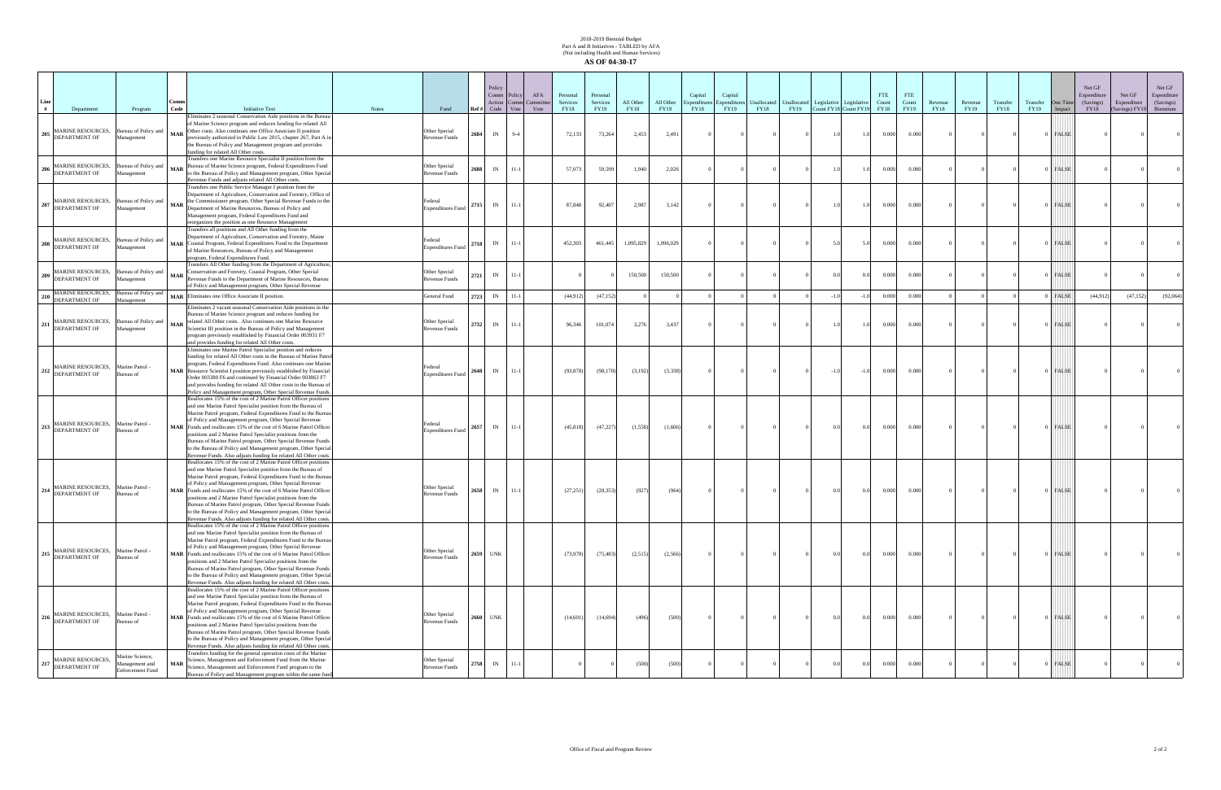2018-2019 Biennial Budget
Part A and B Initiatives - TABLED by AFA
(Not including Health and Human Services)

**AS OF 04-30-17**

| Line # | Department | Program | Comm Code | Initiative Text | Notes | Fund | Ref # | Policy Comm Action Code | Policy Comm Vote | AFA Committee Vote | Personal Services FY18 | Personal Services FY19 | All Other FY18 | All Other FY19 | Capital Expenditures FY18 | Capital Expenditures FY19 | Unallocated FY18 | Unallocated FY19 | Legislative Count FY18 | Legislative Count FY19 | FTE Count FY18 | FTE Count FY19 | Revenue FY18 | Revenue FY19 | Transfer FY18 | Transfer FY19 | One Time Impact | Net GF Expenditure (Savings) FY18 | Net GF Expenditure (Savings) FY19 | Net GF Expenditure (Savings) Biennium |
|---|---|---|---|---|---|---|---|---|---|---|---|---|---|---|---|---|---|---|---|---|---|---|---|---|---|---|---|---|---|---|
| 205 | MARINE RESOURCES, DEPARTMENT OF | Bureau of Policy and Management | MAR | Eliminates 2 seasonal Conservation Aide positions in the Bureau of Marine Science program and reduces funding for related All Other costs. Also continues one Office Associate II position previously authorized in Public Law 2015, chapter 267, Part A in the Bureau of Policy and Management program and provides funding for related All Other costs. | | Other Special Revenue Funds | 2684 | IN | 9-4 | | 72,133 | 73,264 | 2,453 | 2,491 | 0 | 0 | 0 | 0 | 1.0 | 1.0 | 0.000 | 0.000 | 0 | 0 | 0 | 0 | FALSE | 0 | 0 | 0 |
| 206 | MARINE RESOURCES, DEPARTMENT OF | Bureau of Policy and Management | MAR | Transfers one Marine Resource Specialist II position from the Bureau of Marine Science program, Federal Expenditures Fund to the Bureau of Policy and Management program, Other Special Revenue Funds and adjusts related All Other costs. | | Other Special Revenue Funds | 2688 | IN | 11-1 | | 57,073 | 59,599 | 1,940 | 2,026 | 0 | 0 | 0 | 0 | 1.0 | 1.0 | 0.000 | 0.000 | 0 | 0 | 0 | 0 | FALSE | 0 | 0 | 0 |
| 207 | MARINE RESOURCES, DEPARTMENT OF | Bureau of Policy and Management | MAR | Transfers one Public Service Manager I position from the Department of Agriculture, Conservation and Forestry, Office of the Commissioner program, Other Special Revenue Funds to the Department of Marine Resources, Bureau of Policy and Management program, Federal Expenditures Fund and reorganizes the position as one Resource Management | | Federal Expenditures Fund | 2715 | IN | 11-1 | | 87,848 | 92,407 | 2,987 | 3,142 | 0 | 0 | 0 | 0 | 1.0 | 1.0 | 0.000 | 0.000 | 0 | 0 | 0 | 0 | FALSE | 0 | 0 | 0 |
| 208 | MARINE RESOURCES, DEPARTMENT OF | Bureau of Policy and Management | MAR | Transfers all positions and All Other funding from the Department of Agriculture, Conservation and Forestry, Maine Coastal Program, Federal Expenditures Fund to the Department of Marine Resources, Bureau of Policy and Management program, Federal Expenditures Fund. | | Federal Expenditures Fund | 2718 | IN | 11-1 | | 452,303 | 461,445 | 1,095,829 | 1,096,029 | 0 | 0 | 0 | 0 | 5.0 | 5.0 | 0.000 | 0.000 | 0 | 0 | 0 | 0 | FALSE | 0 | 0 | 0 |
| 209 | MARINE RESOURCES, DEPARTMENT OF | Bureau of Policy and Management | MAR | Transfers All Other funding from the Department of Agriculture, Conservation and Forestry, Coastal Program, Other Special Revenue Funds to the Department of Marine Resources, Bureau of Policy and Management program, Other Special Revenue | | Other Special Revenue Funds | 2721 | IN | 11-1 | | 0 | 0 | 150,500 | 150,500 | 0 | 0 | 0 | 0 | 0.0 | 0.0 | 0.000 | 0.000 | 0 | 0 | 0 | 0 | FALSE | 0 | 0 | 0 |
| 210 | MARINE RESOURCES, DEPARTMENT OF | Bureau of Policy and Management | MAR | Eliminates one Office Associate II position. | | General Fund | 2723 | IN | 11-1 | | (44,912) | (47,152) | 0 | 0 | 0 | 0 | 0 | 0 | -1.0 | -1.0 | 0.000 | 0.000 | 0 | 0 | 0 | 0 | FALSE | (44,912) | (47,152) | (92,064) |
| 211 | MARINE RESOURCES, DEPARTMENT OF | Bureau of Policy and Management | MAR | Eliminates 2 vacant seasonal Conservation Aide positions in the Bureau of Marine Science program and reduces funding for related All Other costs. Also continues one Marine Resource Scientist III position in the Bureau of Policy and Management program previously established by Financial Order 003931 F7 and provides funding for related All Other costs. | | Other Special Revenue Funds | 2732 | IN | 11-1 | | 96,346 | 101,074 | 3,276 | 3,437 | 0 | 0 | 0 | 0 | 1.0 | 1.0 | 0.000 | 0.000 | 0 | 0 | 0 | 0 | FALSE | 0 | 0 | 0 |
| 212 | MARINE RESOURCES, DEPARTMENT OF | Marine Patrol - Bureau of | MAR | Eliminates one Marine Patrol Specialist position and reduces funding for related All Other costs in the Bureau of Marine Patrol program, Federal Expenditures Fund. Also continues one Marine Resource Scientist I position previously established by Financial Order 003380 F6 and continued by Financial Order 003863 F7 and provides funding for related All Other costs in the Bureau of Policy and Management program, Other Special Revenue Funds. | | Federal Expenditures Fund | 2648 | IN | 11-1 | | (93,878) | (98,170) | (3,192) | (3,338) | 0 | 0 | 0 | 0 | -1.0 | -1.0 | 0.000 | 0.000 | 0 | 0 | 0 | 0 | FALSE | 0 | 0 | 0 |
| 213 | MARINE RESOURCES, DEPARTMENT OF | Marine Patrol - Bureau of | MAR | Reallocates 15% of the cost of 2 Marine Patrol Officer positions and one Marine Patrol Specialist position from the Bureau of Marine Patrol program, Federal Expenditures Fund to the Bureau of Policy and Management program, Other Special Revenue Funds and reallocates 15% of the cost of 6 Marine Patrol Officer positions and 2 Marine Patrol Specialist positions from the Bureau of Marine Patrol program, Other Special Revenue Funds to the Bureau of Policy and Management program, Other Special Revenue Funds. Also adjusts funding for related All Other costs. | | Federal Expenditures Fund | 2657 | IN | 11-1 | | (45,818) | (47,227) | (1,558) | (1,606) | 0 | 0 | 0 | 0 | 0.0 | 0.0 | 0.000 | 0.000 | 0 | 0 | 0 | 0 | FALSE | 0 | 0 | 0 |
| 214 | MARINE RESOURCES, DEPARTMENT OF | Marine Patrol - Bureau of | MAR | Reallocates 15% of the cost of 2 Marine Patrol Officer positions and one Marine Patrol Specialist position from the Bureau of Marine Patrol program, Federal Expenditures Fund to the Bureau of Policy and Management program, Other Special Revenue Funds and reallocates 15% of the cost of 6 Marine Patrol Officer positions and 2 Marine Patrol Specialist positions from the Bureau of Marine Patrol program, Other Special Revenue Funds to the Bureau of Policy and Management program, Other Special Revenue Funds. Also adjusts funding for related All Other costs. | | Other Special Revenue Funds | 2658 | IN | 11-1 | | (27,251) | (28,353) | (927) | (964) | 0 | 0 | 0 | 0 | 0.0 | 0.0 | 0.000 | 0.000 | 0 | 0 | 0 | 0 | FALSE | 0 | 0 | 0 |
| 215 | MARINE RESOURCES, DEPARTMENT OF | Marine Patrol - Bureau of | MAR | Reallocates 15% of the cost of 2 Marine Patrol Officer positions and one Marine Patrol Specialist position from the Bureau of Marine Patrol program, Federal Expenditures Fund to the Bureau of Policy and Management program, Other Special Revenue Funds and reallocates 15% of the cost of 6 Marine Patrol Officer positions and 2 Marine Patrol Specialist positions from the Bureau of Marine Patrol program, Other Special Revenue Funds to the Bureau of Policy and Management program, Other Special Revenue Funds. Also adjusts funding for related All Other costs. | | Other Special Revenue Funds | 2659 | UNK | | | (73,978) | (75,483) | (2,515) | (2,566) | 0 | 0 | 0 | 0 | 0.0 | 0.0 | 0.000 | 0.000 | 0 | 0 | 0 | 0 | FALSE | 0 | 0 | 0 |
| 216 | MARINE RESOURCES, DEPARTMENT OF | Marine Patrol - Bureau of | MAR | Reallocates 15% of the cost of 2 Marine Patrol Officer positions and one Marine Patrol Specialist position from the Bureau of Marine Patrol program, Federal Expenditures Fund to the Bureau of Policy and Management program, Other Special Revenue Funds and reallocates 15% of the cost of 6 Marine Patrol Officer positions and 2 Marine Patrol Specialist positions from the Bureau of Marine Patrol program, Other Special Revenue Funds to the Bureau of Policy and Management program, Other Special Revenue Funds. Also adjusts funding for related All Other costs. | | Other Special Revenue Funds | 2660 | UNK | | | (14,601) | (14,694) | (496) | (500) | 0 | 0 | 0 | 0 | 0.0 | 0.0 | 0.000 | 0.000 | 0 | 0 | 0 | 0 | FALSE | 0 | 0 | 0 |
| 217 | MARINE RESOURCES, DEPARTMENT OF | Marine Science, Management and Enforcement Fund | MAR | Transfers funding for the general operation costs of the Marine Science, Management and Enforcement Fund from the Marine Science, Management and Enforcement Fund program to the Bureau of Policy and Management program within the same fund | | Other Special Revenue Funds | 2758 | IN | 11-1 | | 0 | 0 | (500) | (500) | 0 | 0 | 0 | 0 | 0.0 | 0.0 | 0.000 | 0.000 | 0 | 0 | 0 | 0 | FALSE | 0 | 0 | 0 |

Office of Fiscal and Program Review